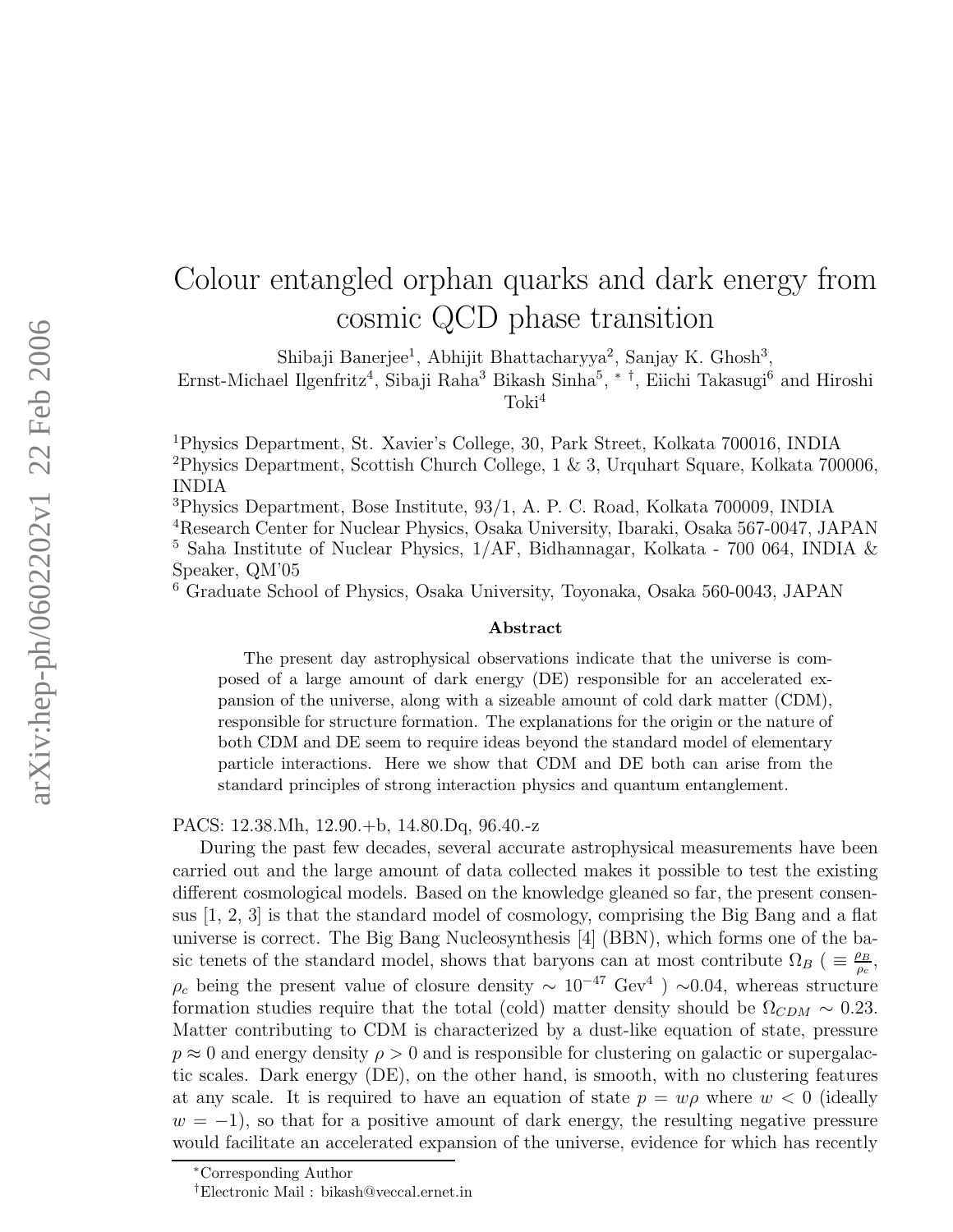# Colour entangled orphan quarks and dark energy from cosmic QCD phase transition

Shibaji Banerjee[1], Abhijit Bhattacharyya[2], Sanjay K. Ghosh[3], Ernst-Michael Ilgenfritz[4], Sibaji Raha[3] Bikash Sinha[5], [*] [†], Eiichi Takasugi[6] and Hiroshi Toki[4]

[1]Physics Department, St. Xavier's College, 30, Park Street, Kolkata 700016, INDIA
[2]Physics Department, Scottish Church College, 1 & 3, Urquhart Square, Kolkata 700006, INDIA
[3]Physics Department, Bose Institute, 93/1, A. P. C. Road, Kolkata 700009, INDIA
[4]Research Center for Nuclear Physics, Osaka University, Ibaraki, Osaka 567-0047, JAPAN
[5] Saha Institute of Nuclear Physics, 1/AF, Bidhannagar, Kolkata - 700 064, INDIA & Speaker, QM'05
[6] Graduate School of Physics, Osaka University, Toyonaka, Osaka 560-0043, JAPAN

### Abstract

The present day astrophysical observations indicate that the universe is composed of a large amount of dark energy (DE) responsible for an accelerated expansion of the universe, along with a sizeable amount of cold dark matter (CDM), responsible for structure formation. The explanations for the origin or the nature of both CDM and DE seem to require ideas beyond the standard model of elementary particle interactions. Here we show that CDM and DE both can arise from the standard principles of strong interaction physics and quantum entanglement.

PACS: 12.38.Mh, 12.90.+b, 14.80.Dq, 96.40.-z

During the past few decades, several accurate astrophysical measurements have been carried out and the large amount of data collected makes it possible to test the existing different cosmological models. Based on the knowledge gleaned so far, the present consensus [1, 2, 3] is that the standard model of cosmology, comprising the Big Bang and a flat universe is correct. The Big Bang Nucleosynthesis [4] (BBN), which forms one of the basic tenets of the standard model, shows that baryons can at most contribute $\Omega_B$ ( $\equiv \frac{\rho_B}{\rho_c}$, $\rho_c$ being the present value of closure density $\sim 10^{-47}$ Gev$^4$ ) $\sim$0.04, whereas structure formation studies require that the total (cold) matter density should be $\Omega_{CDM} \sim 0.23$. Matter contributing to CDM is characterized by a dust-like equation of state, pressure $p \approx 0$ and energy density $\rho > 0$ and is responsible for clustering on galactic or supergalactic scales. Dark energy (DE), on the other hand, is smooth, with no clustering features at any scale. It is required to have an equation of state $p = w\rho$ where $w < 0$ (ideally $w = -1$), so that for a positive amount of dark energy, the resulting negative pressure would facilitate an accelerated expansion of the universe, evidence for which has recently

---

[*]Corresponding Author

[†]Electronic Mail : bikash@veccal.ernet.in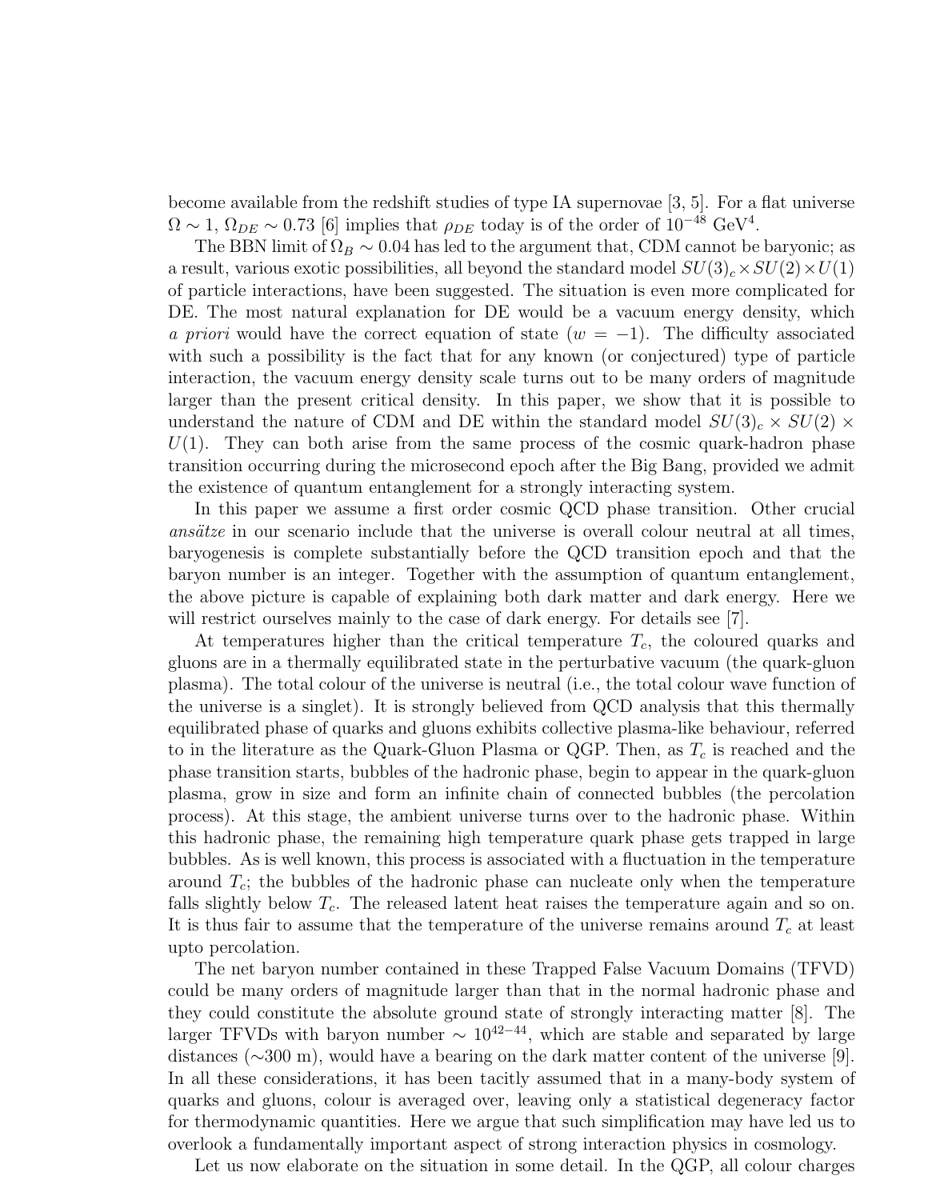become available from the redshift studies of type IA supernovae [3, 5]. For a flat universe $\Omega \sim 1$, $\Omega_{DE} \sim 0.73$ [6] implies that $\rho_{DE}$ today is of the order of $10^{-48}$ GeV$^4$.

The BBN limit of $\Omega_B \sim 0.04$ has led to the argument that, CDM cannot be baryonic; as a result, various exotic possibilities, all beyond the standard model $SU(3)_c \times SU(2) \times U(1)$ of particle interactions, have been suggested. The situation is even more complicated for DE. The most natural explanation for DE would be a vacuum energy density, which *a priori* would have the correct equation of state ($w = -1$). The difficulty associated with such a possibility is the fact that for any known (or conjectured) type of particle interaction, the vacuum energy density scale turns out to be many orders of magnitude larger than the present critical density. In this paper, we show that it is possible to understand the nature of CDM and DE within the standard model $SU(3)_c \times SU(2) \times U(1)$. They can both arise from the same process of the cosmic quark-hadron phase transition occurring during the microsecond epoch after the Big Bang, provided we admit the existence of quantum entanglement for a strongly interacting system.

In this paper we assume a first order cosmic QCD phase transition. Other crucial *ansätze* in our scenario include that the universe is overall colour neutral at all times, baryogenesis is complete substantially before the QCD transition epoch and that the baryon number is an integer. Together with the assumption of quantum entanglement, the above picture is capable of explaining both dark matter and dark energy. Here we will restrict ourselves mainly to the case of dark energy. For details see [7].

At temperatures higher than the critical temperature $T_c$, the coloured quarks and gluons are in a thermally equilibrated state in the perturbative vacuum (the quark-gluon plasma). The total colour of the universe is neutral (i.e., the total colour wave function of the universe is a singlet). It is strongly believed from QCD analysis that this thermally equilibrated phase of quarks and gluons exhibits collective plasma-like behaviour, referred to in the literature as the Quark-Gluon Plasma or QGP. Then, as $T_c$ is reached and the phase transition starts, bubbles of the hadronic phase, begin to appear in the quark-gluon plasma, grow in size and form an infinite chain of connected bubbles (the percolation process). At this stage, the ambient universe turns over to the hadronic phase. Within this hadronic phase, the remaining high temperature quark phase gets trapped in large bubbles. As is well known, this process is associated with a fluctuation in the temperature around $T_c$; the bubbles of the hadronic phase can nucleate only when the temperature falls slightly below $T_c$. The released latent heat raises the temperature again and so on. It is thus fair to assume that the temperature of the universe remains around $T_c$ at least upto percolation.

The net baryon number contained in these Trapped False Vacuum Domains (TFVD) could be many orders of magnitude larger than that in the normal hadronic phase and they could constitute the absolute ground state of strongly interacting matter [8]. The larger TFVDs with baryon number $\sim 10^{42-44}$, which are stable and separated by large distances ($\sim$300 m), would have a bearing on the dark matter content of the universe [9]. In all these considerations, it has been tacitly assumed that in a many-body system of quarks and gluons, colour is averaged over, leaving only a statistical degeneracy factor for thermodynamic quantities. Here we argue that such simplification may have led us to overlook a fundamentally important aspect of strong interaction physics in cosmology.

Let us now elaborate on the situation in some detail. In the QGP, all colour charges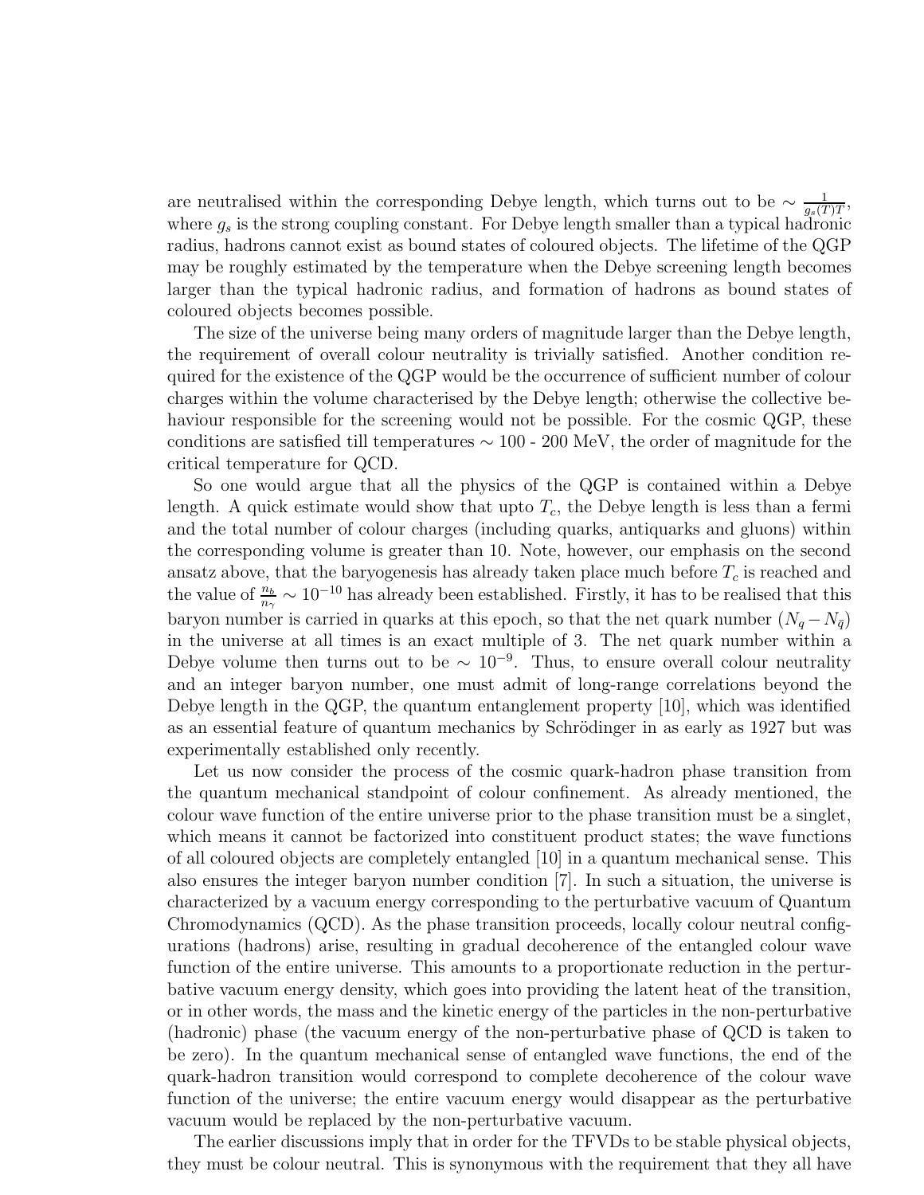are neutralised within the corresponding Debye length, which turns out to be $\sim \frac{1}{g_s(T)T}$, where $g_s$ is the strong coupling constant. For Debye length smaller than a typical hadronic radius, hadrons cannot exist as bound states of coloured objects. The lifetime of the QGP may be roughly estimated by the temperature when the Debye screening length becomes larger than the typical hadronic radius, and formation of hadrons as bound states of coloured objects becomes possible.

The size of the universe being many orders of magnitude larger than the Debye length, the requirement of overall colour neutrality is trivially satisfied. Another condition required for the existence of the QGP would be the occurrence of sufficient number of colour charges within the volume characterised by the Debye length; otherwise the collective behaviour responsible for the screening would not be possible. For the cosmic QGP, these conditions are satisfied till temperatures $\sim$ 100 - 200 MeV, the order of magnitude for the critical temperature for QCD.

So one would argue that all the physics of the QGP is contained within a Debye length. A quick estimate would show that upto $T_c$, the Debye length is less than a fermi and the total number of colour charges (including quarks, antiquarks and gluons) within the corresponding volume is greater than 10. Note, however, our emphasis on the second ansatz above, that the baryogenesis has already taken place much before $T_c$ is reached and the value of $\frac{n_b}{n_\gamma} \sim 10^{-10}$ has already been established. Firstly, it has to be realised that this baryon number is carried in quarks at this epoch, so that the net quark number $(N_q - N_{\bar{q}})$ in the universe at all times is an exact multiple of 3. The net quark number within a Debye volume then turns out to be $\sim 10^{-9}$. Thus, to ensure overall colour neutrality and an integer baryon number, one must admit of long-range correlations beyond the Debye length in the QGP, the quantum entanglement property [10], which was identified as an essential feature of quantum mechanics by Schrödinger in as early as 1927 but was experimentally established only recently.

Let us now consider the process of the cosmic quark-hadron phase transition from the quantum mechanical standpoint of colour confinement. As already mentioned, the colour wave function of the entire universe prior to the phase transition must be a singlet, which means it cannot be factorized into constituent product states; the wave functions of all coloured objects are completely entangled [10] in a quantum mechanical sense. This also ensures the integer baryon number condition [7]. In such a situation, the universe is characterized by a vacuum energy corresponding to the perturbative vacuum of Quantum Chromodynamics (QCD). As the phase transition proceeds, locally colour neutral configurations (hadrons) arise, resulting in gradual decoherence of the entangled colour wave function of the entire universe. This amounts to a proportionate reduction in the perturbative vacuum energy density, which goes into providing the latent heat of the transition, or in other words, the mass and the kinetic energy of the particles in the non-perturbative (hadronic) phase (the vacuum energy of the non-perturbative phase of QCD is taken to be zero). In the quantum mechanical sense of entangled wave functions, the end of the quark-hadron transition would correspond to complete decoherence of the colour wave function of the universe; the entire vacuum energy would disappear as the perturbative vacuum would be replaced by the non-perturbative vacuum.

The earlier discussions imply that in order for the TFVDs to be stable physical objects, they must be colour neutral. This is synonymous with the requirement that they all have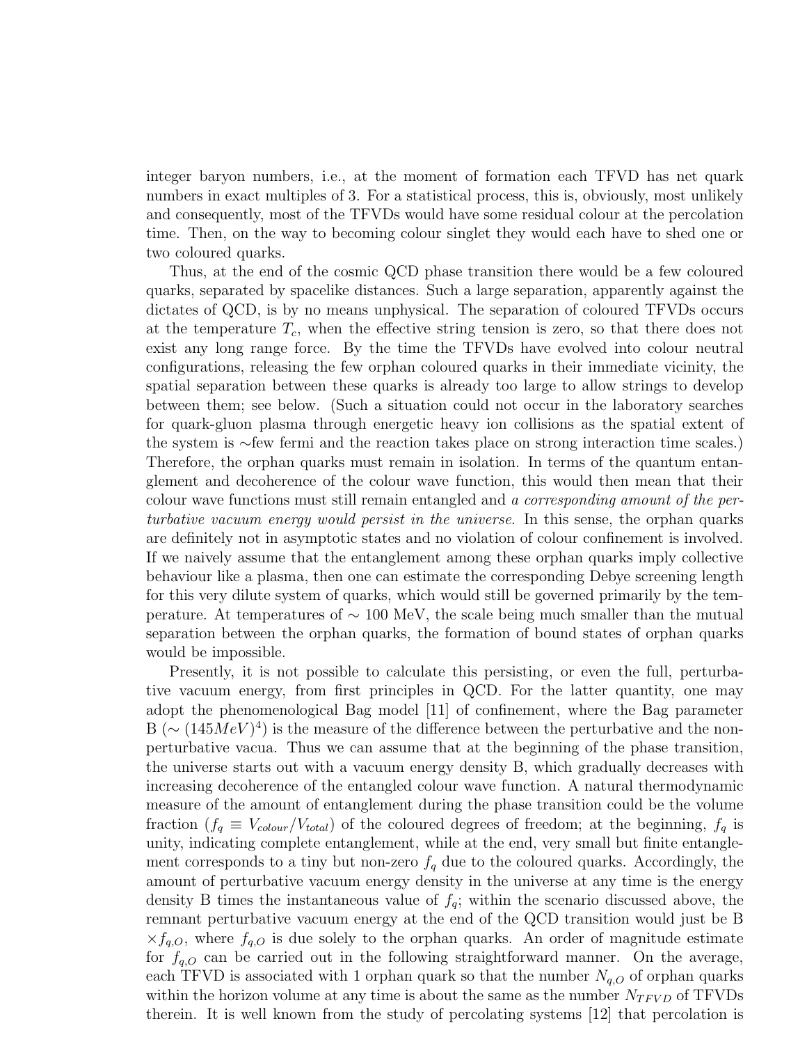integer baryon numbers, i.e., at the moment of formation each TFVD has net quark numbers in exact multiples of 3. For a statistical process, this is, obviously, most unlikely and consequently, most of the TFVDs would have some residual colour at the percolation time. Then, on the way to becoming colour singlet they would each have to shed one or two coloured quarks.

Thus, at the end of the cosmic QCD phase transition there would be a few coloured quarks, separated by spacelike distances. Such a large separation, apparently against the dictates of QCD, is by no means unphysical. The separation of coloured TFVDs occurs at the temperature $T_c$, when the effective string tension is zero, so that there does not exist any long range force. By the time the TFVDs have evolved into colour neutral configurations, releasing the few orphan coloured quarks in their immediate vicinity, the spatial separation between these quarks is already too large to allow strings to develop between them; see below. (Such a situation could not occur in the laboratory searches for quark-gluon plasma through energetic heavy ion collisions as the spatial extent of the system is ∼few fermi and the reaction takes place on strong interaction time scales.) Therefore, the orphan quarks must remain in isolation. In terms of the quantum entanglement and decoherence of the colour wave function, this would then mean that their colour wave functions must still remain entangled and *a corresponding amount of the perturbative vacuum energy would persist in the universe*. In this sense, the orphan quarks are definitely not in asymptotic states and no violation of colour confinement is involved. If we naively assume that the entanglement among these orphan quarks imply collective behaviour like a plasma, then one can estimate the corresponding Debye screening length for this very dilute system of quarks, which would still be governed primarily by the temperature. At temperatures of $\sim 100$ MeV, the scale being much smaller than the mutual separation between the orphan quarks, the formation of bound states of orphan quarks would be impossible.

Presently, it is not possible to calculate this persisting, or even the full, perturbative vacuum energy, from first principles in QCD. For the latter quantity, one may adopt the phenomenological Bag model [11] of confinement, where the Bag parameter B ($\sim (145 MeV)^4$) is the measure of the difference between the perturbative and the non-perturbative vacua. Thus we can assume that at the beginning of the phase transition, the universe starts out with a vacuum energy density B, which gradually decreases with increasing decoherence of the entangled colour wave function. A natural thermodynamic measure of the amount of entanglement during the phase transition could be the volume fraction ($f_q \equiv V_{colour}/V_{total}$) of the coloured degrees of freedom; at the beginning, $f_q$ is unity, indicating complete entanglement, while at the end, very small but finite entanglement corresponds to a tiny but non-zero $f_q$ due to the coloured quarks. Accordingly, the amount of perturbative vacuum energy density in the universe at any time is the energy density B times the instantaneous value of $f_q$; within the scenario discussed above, the remnant perturbative vacuum energy at the end of the QCD transition would just be B $\times f_{q,O}$, where $f_{q,O}$ is due solely to the orphan quarks. An order of magnitude estimate for $f_{q,O}$ can be carried out in the following straightforward manner. On the average, each TFVD is associated with 1 orphan quark so that the number $N_{q,O}$ of orphan quarks within the horizon volume at any time is about the same as the number $N_{TFVD}$ of TFVDs therein. It is well known from the study of percolating systems [12] that percolation is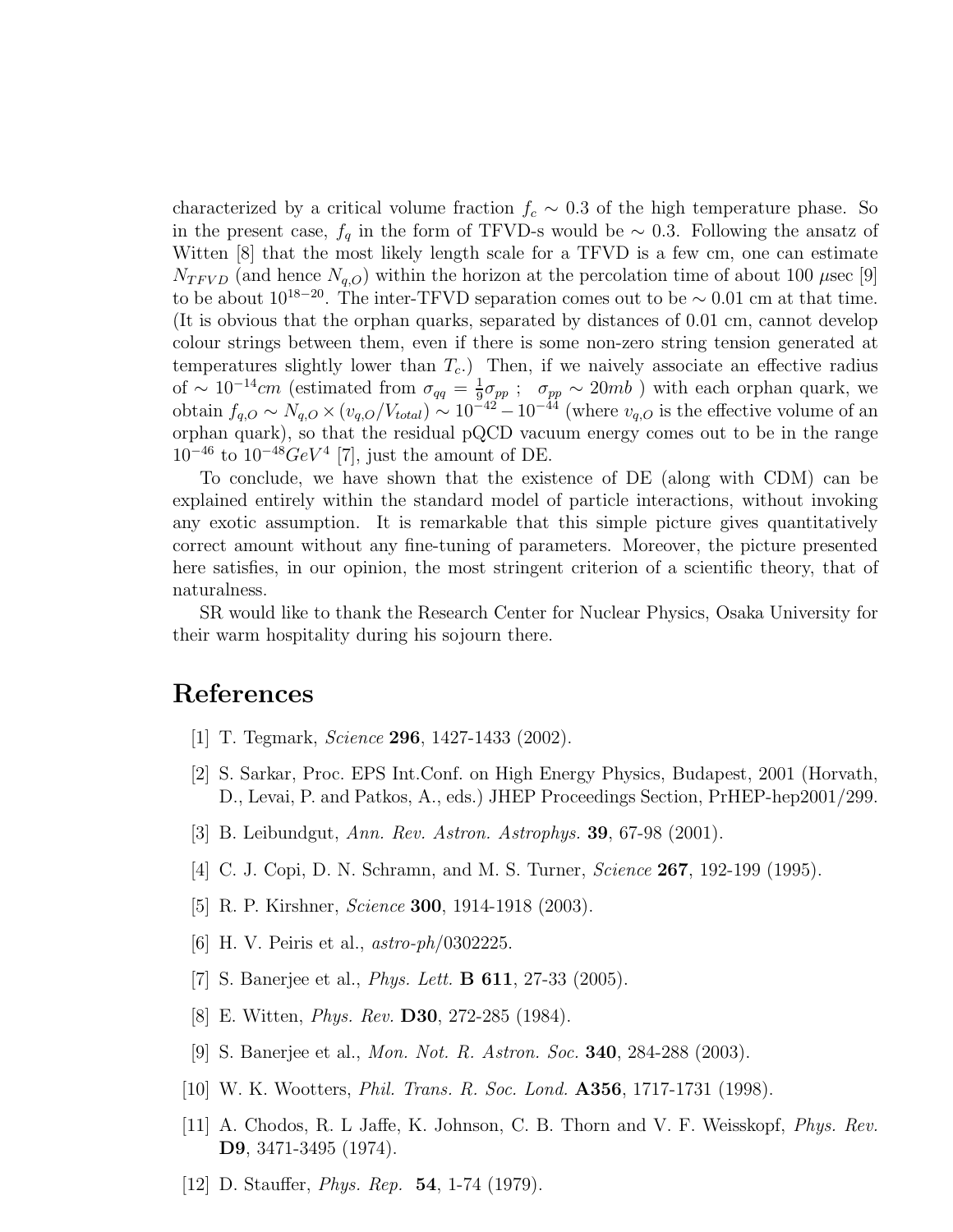characterized by a critical volume fraction $f_c \sim 0.3$ of the high temperature phase. So in the present case, $f_q$ in the form of TFVD-s would be $\sim 0.3$. Following the ansatz of Witten [8] that the most likely length scale for a TFVD is a few cm, one can estimate $N_{TFVD}$ (and hence $N_{q,O}$) within the horizon at the percolation time of about 100 $\mu$sec [9] to be about $10^{18-20}$. The inter-TFVD separation comes out to be $\sim 0.01$ cm at that time. (It is obvious that the orphan quarks, separated by distances of 0.01 cm, cannot develop colour strings between them, even if there is some non-zero string tension generated at temperatures slightly lower than $T_c$.) Then, if we naively associate an effective radius of $\sim 10^{-14} cm$ (estimated from $\sigma_{qq} = \frac{1}{9}\sigma_{pp}$ ; $\sigma_{pp} \sim 20mb$ ) with each orphan quark, we obtain $f_{q,O} \sim N_{q,O} \times (v_{q,O}/V_{total}) \sim 10^{-42} - 10^{-44}$ (where $v_{q,O}$ is the effective volume of an orphan quark), so that the residual pQCD vacuum energy comes out to be in the range $10^{-46}$ to $10^{-48} GeV^4$ [7], just the amount of DE.

To conclude, we have shown that the existence of DE (along with CDM) can be explained entirely within the standard model of particle interactions, without invoking any exotic assumption. It is remarkable that this simple picture gives quantitatively correct amount without any fine-tuning of parameters. Moreover, the picture presented here satisfies, in our opinion, the most stringent criterion of a scientific theory, that of naturalness.

SR would like to thank the Research Center for Nuclear Physics, Osaka University for their warm hospitality during his sojourn there.

# References

[1] T. Tegmark, *Science* **296**, 1427-1433 (2002).

[2] S. Sarkar, Proc. EPS Int.Conf. on High Energy Physics, Budapest, 2001 (Horvath, D., Levai, P. and Patkos, A., eds.) JHEP Proceedings Section, PrHEP-hep2001/299.

[3] B. Leibundgut, *Ann. Rev. Astron. Astrophys.* **39**, 67-98 (2001).

[4] C. J. Copi, D. N. Schramn, and M. S. Turner, *Science* **267**, 192-199 (1995).

[5] R. P. Kirshner, *Science* **300**, 1914-1918 (2003).

[6] H. V. Peiris et al., *astro-ph*/0302225.

[7] S. Banerjee et al., *Phys. Lett.* **B 611**, 27-33 (2005).

[8] E. Witten, *Phys. Rev.* **D30**, 272-285 (1984).

[9] S. Banerjee et al., *Mon. Not. R. Astron. Soc.* **340**, 284-288 (2003).

[10] W. K. Wootters, *Phil. Trans. R. Soc. Lond.* **A356**, 1717-1731 (1998).

[11] A. Chodos, R. L Jaffe, K. Johnson, C. B. Thorn and V. F. Weisskopf, *Phys. Rev.* **D9**, 3471-3495 (1974).

[12] D. Stauffer, *Phys. Rep.* **54**, 1-74 (1979).